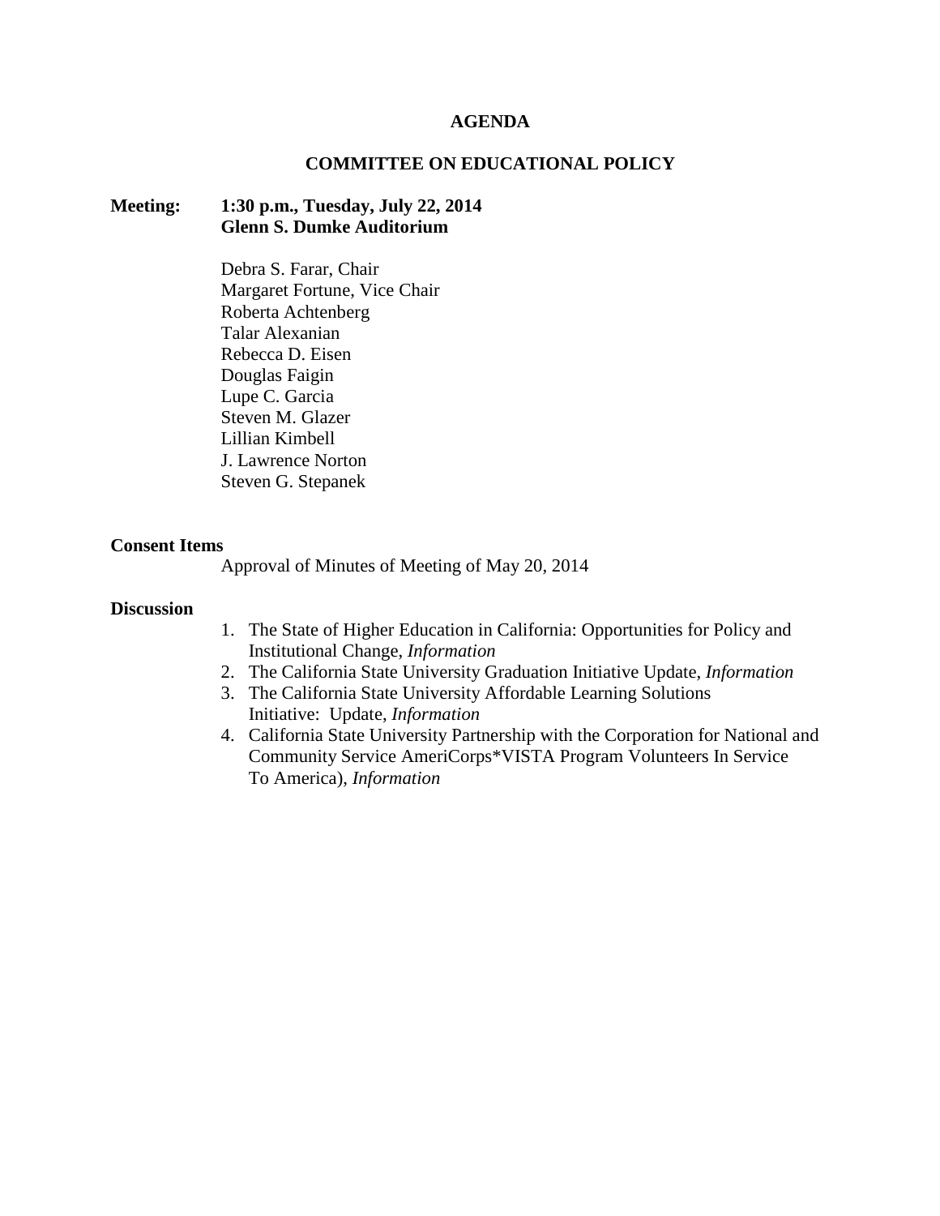# AGENDA

## COMMITTEE ON EDUCATIONAL POLICY

**Meeting:** **1:30 p.m., Tuesday, July 22, 2014**
**Glenn S. Dumke Auditorium**

Debra S. Farar, Chair
Margaret Fortune, Vice Chair
Roberta Achtenberg
Talar Alexanian
Rebecca D. Eisen
Douglas Faigin
Lupe C. Garcia
Steven M. Glazer
Lillian Kimbell
J. Lawrence Norton
Steven G. Stepanek

**Consent Items**

Approval of Minutes of Meeting of May 20, 2014

**Discussion**

1. The State of Higher Education in California: Opportunities for Policy and Institutional Change, *Information*
2. The California State University Graduation Initiative Update, *Information*
3. The California State University Affordable Learning Solutions Initiative: Update, *Information*
4. California State University Partnership with the Corporation for National and Community Service AmeriCorps*VISTA Program Volunteers In Service To America), *Information*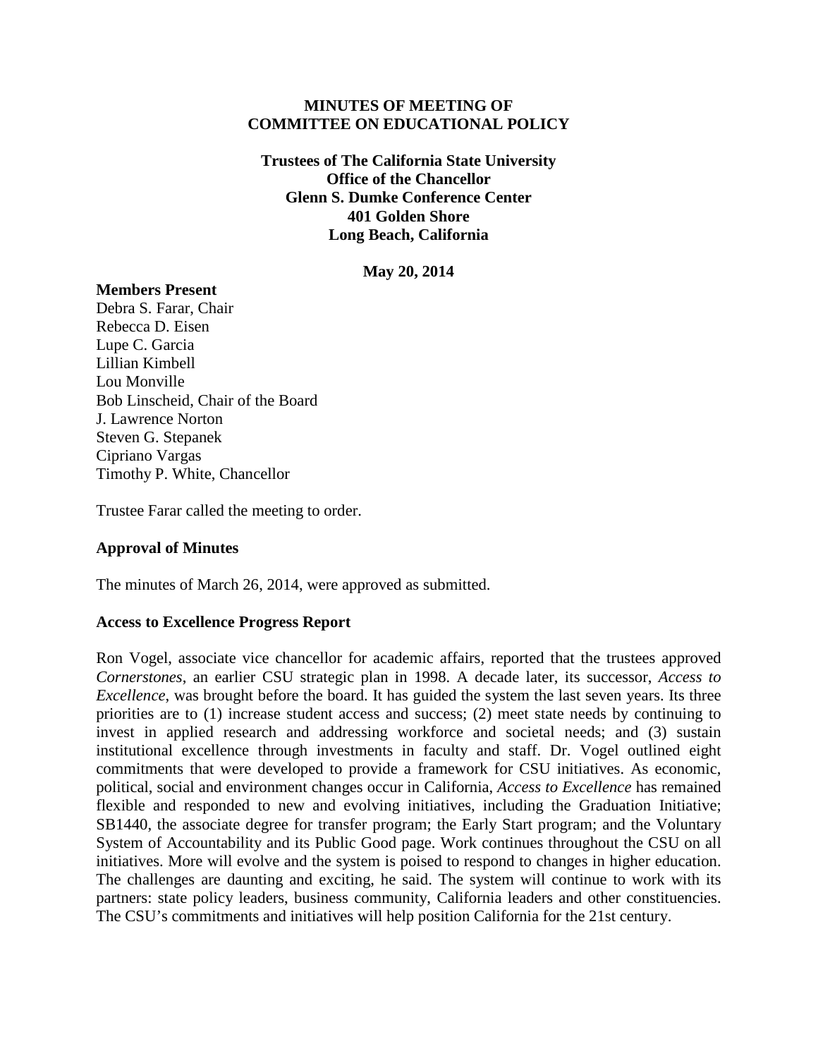**MINUTES OF MEETING OF**
**COMMITTEE ON EDUCATIONAL POLICY**

**Trustees of The California State University**
**Office of the Chancellor**
**Glenn S. Dumke Conference Center**
**401 Golden Shore**
**Long Beach, California**

**May 20, 2014**

**Members Present**

Debra S. Farar, Chair
Rebecca D. Eisen
Lupe C. Garcia
Lillian Kimbell
Lou Monville
Bob Linscheid, Chair of the Board
J. Lawrence Norton
Steven G. Stepanek
Cipriano Vargas
Timothy P. White, Chancellor

Trustee Farar called the meeting to order.

**Approval of Minutes**

The minutes of March 26, 2014, were approved as submitted.

**Access to Excellence Progress Report**

Ron Vogel, associate vice chancellor for academic affairs, reported that the trustees approved *Cornerstones*, an earlier CSU strategic plan in 1998. A decade later, its successor, *Access to Excellence*, was brought before the board. It has guided the system the last seven years. Its three priorities are to (1) increase student access and success; (2) meet state needs by continuing to invest in applied research and addressing workforce and societal needs; and (3) sustain institutional excellence through investments in faculty and staff. Dr. Vogel outlined eight commitments that were developed to provide a framework for CSU initiatives. As economic, political, social and environment changes occur in California, *Access to Excellence* has remained flexible and responded to new and evolving initiatives, including the Graduation Initiative; SB1440, the associate degree for transfer program; the Early Start program; and the Voluntary System of Accountability and its Public Good page. Work continues throughout the CSU on all initiatives. More will evolve and the system is poised to respond to changes in higher education. The challenges are daunting and exciting, he said. The system will continue to work with its partners: state policy leaders, business community, California leaders and other constituencies. The CSU's commitments and initiatives will help position California for the 21st century.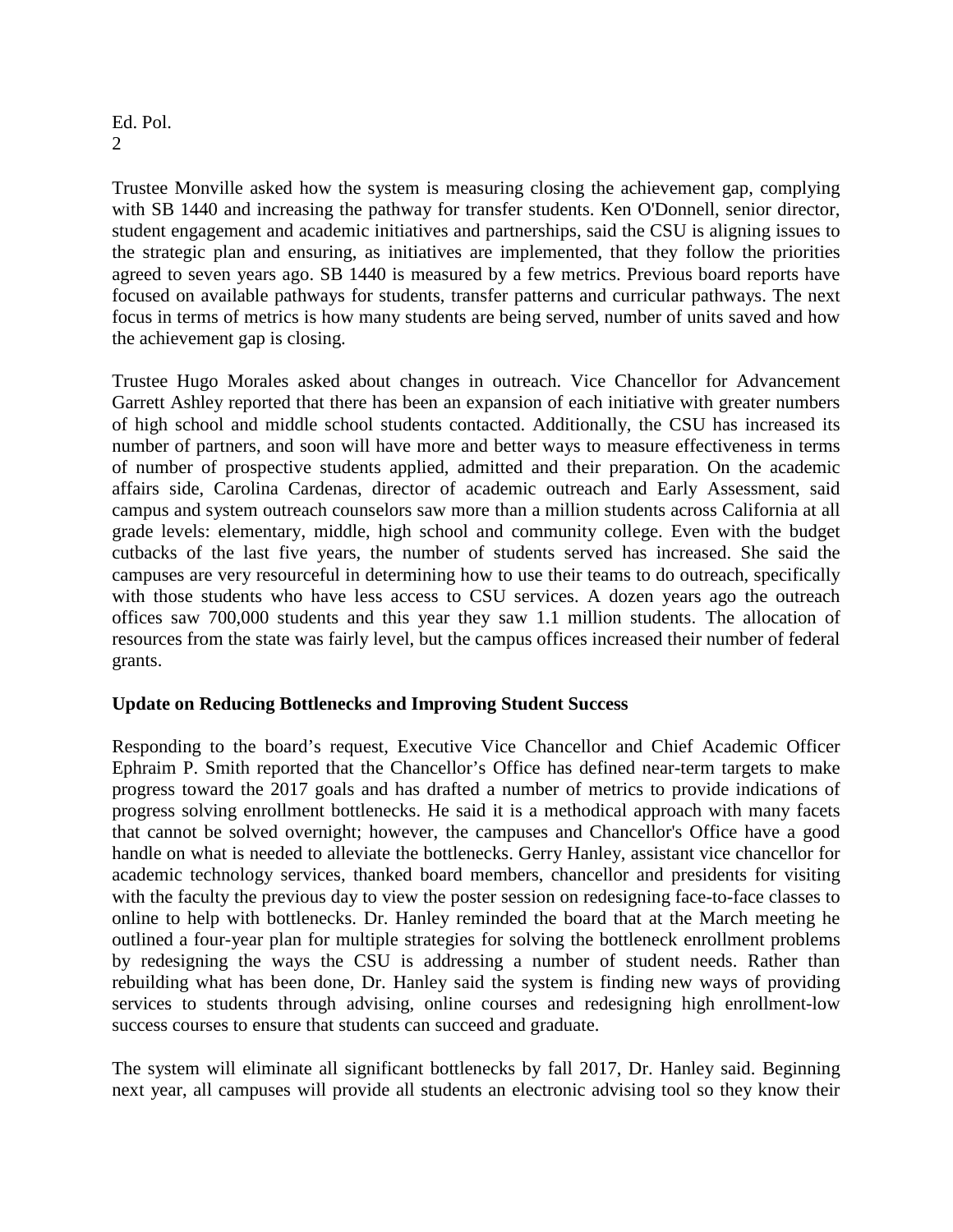Trustee Monville asked how the system is measuring closing the achievement gap, complying with SB 1440 and increasing the pathway for transfer students. Ken O'Donnell, senior director, student engagement and academic initiatives and partnerships, said the CSU is aligning issues to the strategic plan and ensuring, as initiatives are implemented, that they follow the priorities agreed to seven years ago. SB 1440 is measured by a few metrics. Previous board reports have focused on available pathways for students, transfer patterns and curricular pathways. The next focus in terms of metrics is how many students are being served, number of units saved and how the achievement gap is closing.

Trustee Hugo Morales asked about changes in outreach. Vice Chancellor for Advancement Garrett Ashley reported that there has been an expansion of each initiative with greater numbers of high school and middle school students contacted. Additionally, the CSU has increased its number of partners, and soon will have more and better ways to measure effectiveness in terms of number of prospective students applied, admitted and their preparation. On the academic affairs side, Carolina Cardenas, director of academic outreach and Early Assessment, said campus and system outreach counselors saw more than a million students across California at all grade levels: elementary, middle, high school and community college. Even with the budget cutbacks of the last five years, the number of students served has increased. She said the campuses are very resourceful in determining how to use their teams to do outreach, specifically with those students who have less access to CSU services. A dozen years ago the outreach offices saw 700,000 students and this year they saw 1.1 million students. The allocation of resources from the state was fairly level, but the campus offices increased their number of federal grants.

**Update on Reducing Bottlenecks and Improving Student Success**

Responding to the board's request, Executive Vice Chancellor and Chief Academic Officer Ephraim P. Smith reported that the Chancellor's Office has defined near-term targets to make progress toward the 2017 goals and has drafted a number of metrics to provide indications of progress solving enrollment bottlenecks. He said it is a methodical approach with many facets that cannot be solved overnight; however, the campuses and Chancellor's Office have a good handle on what is needed to alleviate the bottlenecks. Gerry Hanley, assistant vice chancellor for academic technology services, thanked board members, chancellor and presidents for visiting with the faculty the previous day to view the poster session on redesigning face-to-face classes to online to help with bottlenecks. Dr. Hanley reminded the board that at the March meeting he outlined a four-year plan for multiple strategies for solving the bottleneck enrollment problems by redesigning the ways the CSU is addressing a number of student needs. Rather than rebuilding what has been done, Dr. Hanley said the system is finding new ways of providing services to students through advising, online courses and redesigning high enrollment-low success courses to ensure that students can succeed and graduate.

The system will eliminate all significant bottlenecks by fall 2017, Dr. Hanley said. Beginning next year, all campuses will provide all students an electronic advising tool so they know their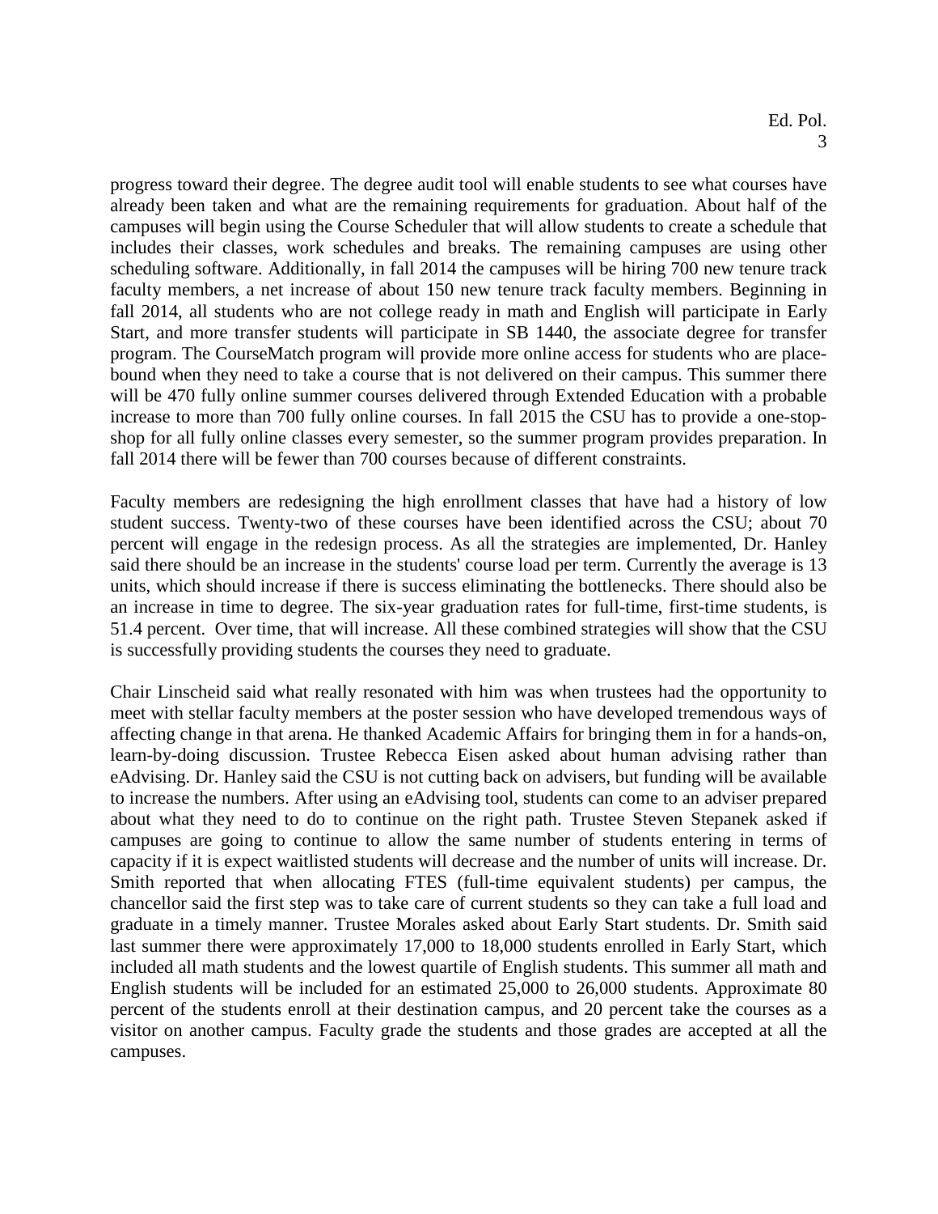progress toward their degree. The degree audit tool will enable students to see what courses have already been taken and what are the remaining requirements for graduation. About half of the campuses will begin using the Course Scheduler that will allow students to create a schedule that includes their classes, work schedules and breaks. The remaining campuses are using other scheduling software. Additionally, in fall 2014 the campuses will be hiring 700 new tenure track faculty members, a net increase of about 150 new tenure track faculty members. Beginning in fall 2014, all students who are not college ready in math and English will participate in Early Start, and more transfer students will participate in SB 1440, the associate degree for transfer program. The CourseMatch program will provide more online access for students who are place-bound when they need to take a course that is not delivered on their campus. This summer there will be 470 fully online summer courses delivered through Extended Education with a probable increase to more than 700 fully online courses. In fall 2015 the CSU has to provide a one-stop-shop for all fully online classes every semester, so the summer program provides preparation. In fall 2014 there will be fewer than 700 courses because of different constraints.

Faculty members are redesigning the high enrollment classes that have had a history of low student success. Twenty-two of these courses have been identified across the CSU; about 70 percent will engage in the redesign process. As all the strategies are implemented, Dr. Hanley said there should be an increase in the students' course load per term. Currently the average is 13 units, which should increase if there is success eliminating the bottlenecks. There should also be an increase in time to degree. The six-year graduation rates for full-time, first-time students, is 51.4 percent. Over time, that will increase. All these combined strategies will show that the CSU is successfully providing students the courses they need to graduate.

Chair Linscheid said what really resonated with him was when trustees had the opportunity to meet with stellar faculty members at the poster session who have developed tremendous ways of affecting change in that arena. He thanked Academic Affairs for bringing them in for a hands-on, learn-by-doing discussion. Trustee Rebecca Eisen asked about human advising rather than eAdvising. Dr. Hanley said the CSU is not cutting back on advisers, but funding will be available to increase the numbers. After using an eAdvising tool, students can come to an adviser prepared about what they need to do to continue on the right path. Trustee Steven Stepanek asked if campuses are going to continue to allow the same number of students entering in terms of capacity if it is expect waitlisted students will decrease and the number of units will increase. Dr. Smith reported that when allocating FTES (full-time equivalent students) per campus, the chancellor said the first step was to take care of current students so they can take a full load and graduate in a timely manner. Trustee Morales asked about Early Start students. Dr. Smith said last summer there were approximately 17,000 to 18,000 students enrolled in Early Start, which included all math students and the lowest quartile of English students. This summer all math and English students will be included for an estimated 25,000 to 26,000 students. Approximate 80 percent of the students enroll at their destination campus, and 20 percent take the courses as a visitor on another campus. Faculty grade the students and those grades are accepted at all the campuses.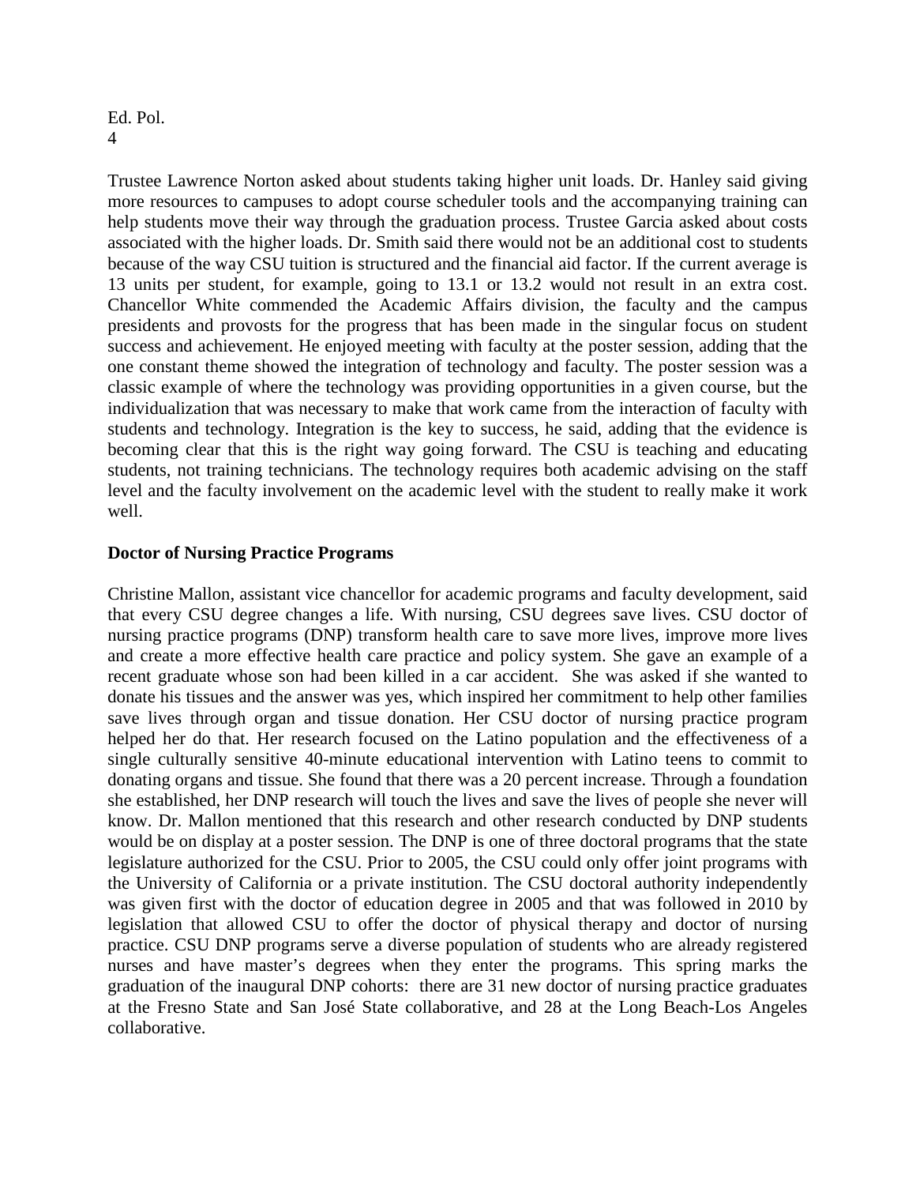Trustee Lawrence Norton asked about students taking higher unit loads. Dr. Hanley said giving more resources to campuses to adopt course scheduler tools and the accompanying training can help students move their way through the graduation process. Trustee Garcia asked about costs associated with the higher loads. Dr. Smith said there would not be an additional cost to students because of the way CSU tuition is structured and the financial aid factor. If the current average is 13 units per student, for example, going to 13.1 or 13.2 would not result in an extra cost. Chancellor White commended the Academic Affairs division, the faculty and the campus presidents and provosts for the progress that has been made in the singular focus on student success and achievement. He enjoyed meeting with faculty at the poster session, adding that the one constant theme showed the integration of technology and faculty. The poster session was a classic example of where the technology was providing opportunities in a given course, but the individualization that was necessary to make that work came from the interaction of faculty with students and technology. Integration is the key to success, he said, adding that the evidence is becoming clear that this is the right way going forward. The CSU is teaching and educating students, not training technicians. The technology requires both academic advising on the staff level and the faculty involvement on the academic level with the student to really make it work well.

**Doctor of Nursing Practice Programs**

Christine Mallon, assistant vice chancellor for academic programs and faculty development, said that every CSU degree changes a life. With nursing, CSU degrees save lives. CSU doctor of nursing practice programs (DNP) transform health care to save more lives, improve more lives and create a more effective health care practice and policy system. She gave an example of a recent graduate whose son had been killed in a car accident. She was asked if she wanted to donate his tissues and the answer was yes, which inspired her commitment to help other families save lives through organ and tissue donation. Her CSU doctor of nursing practice program helped her do that. Her research focused on the Latino population and the effectiveness of a single culturally sensitive 40-minute educational intervention with Latino teens to commit to donating organs and tissue. She found that there was a 20 percent increase. Through a foundation she established, her DNP research will touch the lives and save the lives of people she never will know. Dr. Mallon mentioned that this research and other research conducted by DNP students would be on display at a poster session. The DNP is one of three doctoral programs that the state legislature authorized for the CSU. Prior to 2005, the CSU could only offer joint programs with the University of California or a private institution. The CSU doctoral authority independently was given first with the doctor of education degree in 2005 and that was followed in 2010 by legislation that allowed CSU to offer the doctor of physical therapy and doctor of nursing practice. CSU DNP programs serve a diverse population of students who are already registered nurses and have master's degrees when they enter the programs. This spring marks the graduation of the inaugural DNP cohorts: there are 31 new doctor of nursing practice graduates at the Fresno State and San José State collaborative, and 28 at the Long Beach-Los Angeles collaborative.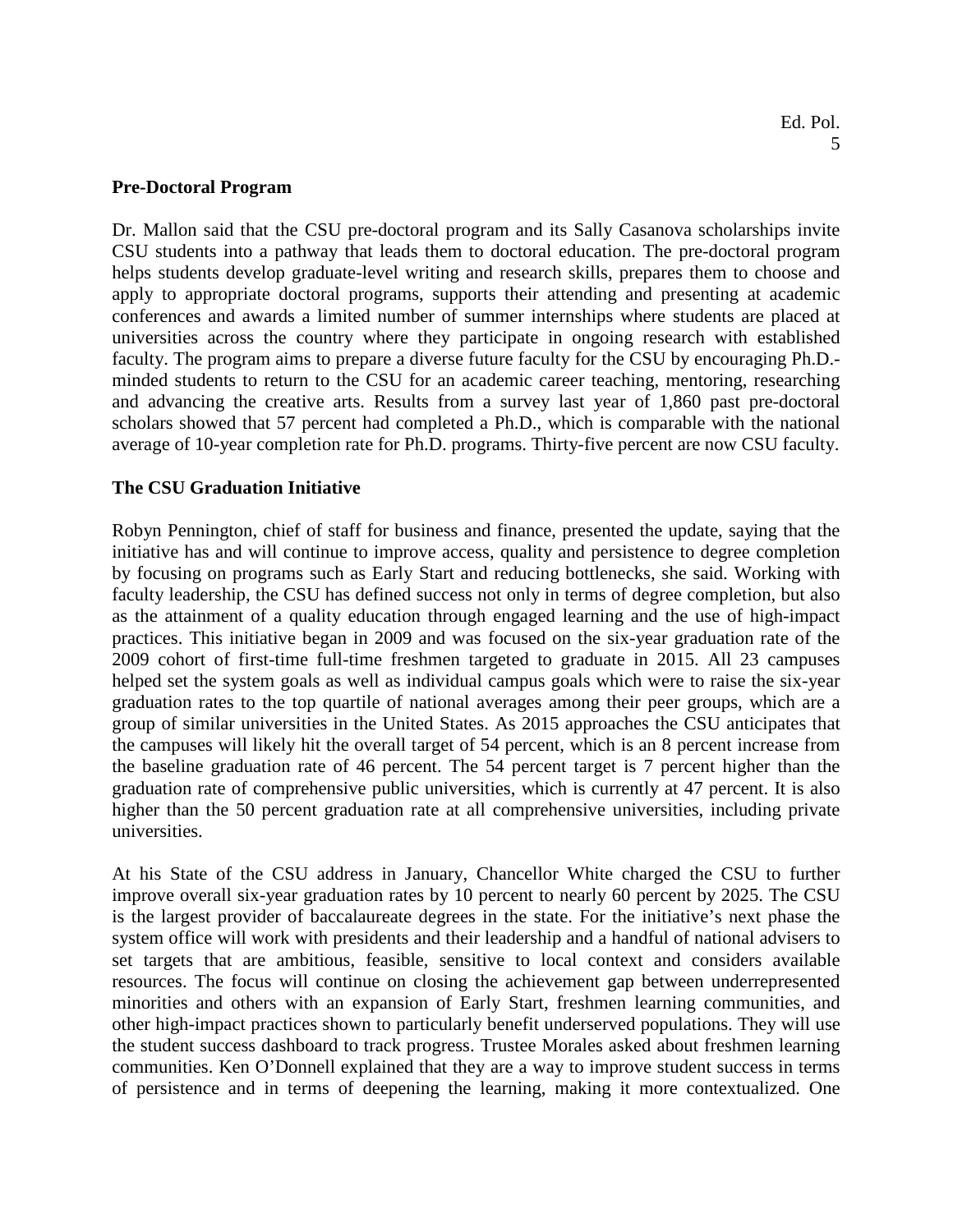**Pre-Doctoral Program**

Dr. Mallon said that the CSU pre-doctoral program and its Sally Casanova scholarships invite CSU students into a pathway that leads them to doctoral education. The pre-doctoral program helps students develop graduate-level writing and research skills, prepares them to choose and apply to appropriate doctoral programs, supports their attending and presenting at academic conferences and awards a limited number of summer internships where students are placed at universities across the country where they participate in ongoing research with established faculty. The program aims to prepare a diverse future faculty for the CSU by encouraging Ph.D.-minded students to return to the CSU for an academic career teaching, mentoring, researching and advancing the creative arts. Results from a survey last year of 1,860 past pre-doctoral scholars showed that 57 percent had completed a Ph.D., which is comparable with the national average of 10-year completion rate for Ph.D. programs. Thirty-five percent are now CSU faculty.

**The CSU Graduation Initiative**

Robyn Pennington, chief of staff for business and finance, presented the update, saying that the initiative has and will continue to improve access, quality and persistence to degree completion by focusing on programs such as Early Start and reducing bottlenecks, she said. Working with faculty leadership, the CSU has defined success not only in terms of degree completion, but also as the attainment of a quality education through engaged learning and the use of high-impact practices. This initiative began in 2009 and was focused on the six-year graduation rate of the 2009 cohort of first-time full-time freshmen targeted to graduate in 2015. All 23 campuses helped set the system goals as well as individual campus goals which were to raise the six-year graduation rates to the top quartile of national averages among their peer groups, which are a group of similar universities in the United States. As 2015 approaches the CSU anticipates that the campuses will likely hit the overall target of 54 percent, which is an 8 percent increase from the baseline graduation rate of 46 percent. The 54 percent target is 7 percent higher than the graduation rate of comprehensive public universities, which is currently at 47 percent. It is also higher than the 50 percent graduation rate at all comprehensive universities, including private universities.

At his State of the CSU address in January, Chancellor White charged the CSU to further improve overall six-year graduation rates by 10 percent to nearly 60 percent by 2025. The CSU is the largest provider of baccalaureate degrees in the state. For the initiative's next phase the system office will work with presidents and their leadership and a handful of national advisers to set targets that are ambitious, feasible, sensitive to local context and considers available resources. The focus will continue on closing the achievement gap between underrepresented minorities and others with an expansion of Early Start, freshmen learning communities, and other high-impact practices shown to particularly benefit underserved populations. They will use the student success dashboard to track progress. Trustee Morales asked about freshmen learning communities. Ken O'Donnell explained that they are a way to improve student success in terms of persistence and in terms of deepening the learning, making it more contextualized. One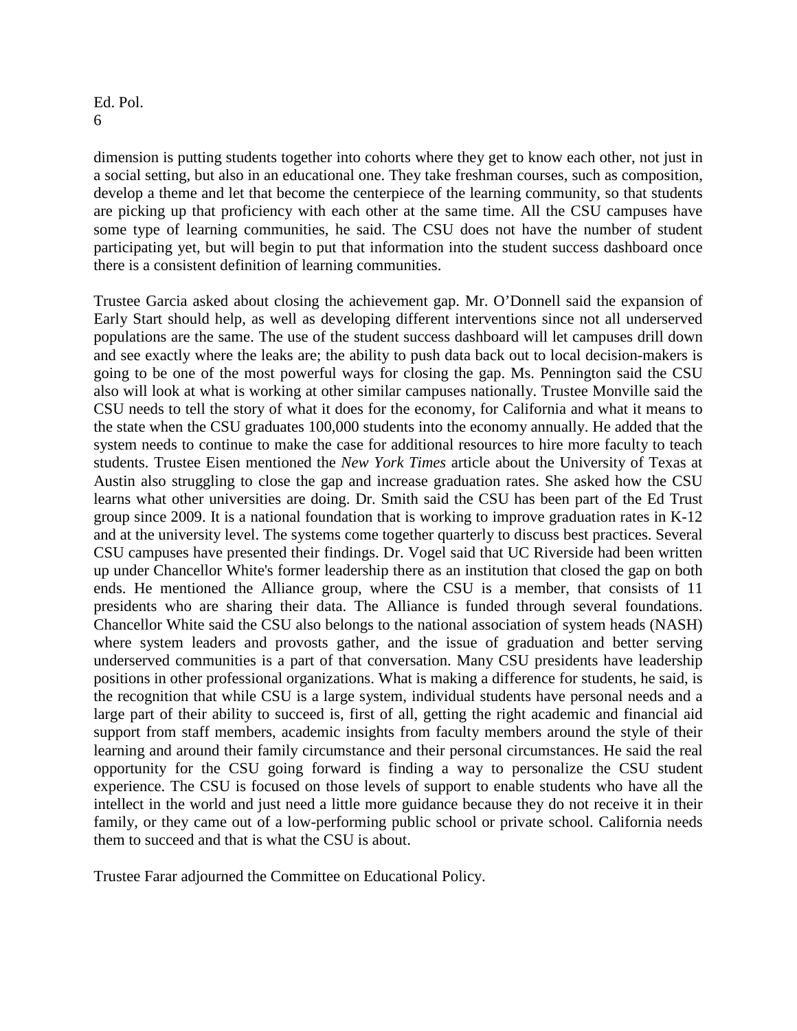dimension is putting students together into cohorts where they get to know each other, not just in a social setting, but also in an educational one. They take freshman courses, such as composition, develop a theme and let that become the centerpiece of the learning community, so that students are picking up that proficiency with each other at the same time. All the CSU campuses have some type of learning communities, he said. The CSU does not have the number of student participating yet, but will begin to put that information into the student success dashboard once there is a consistent definition of learning communities.

Trustee Garcia asked about closing the achievement gap. Mr. O'Donnell said the expansion of Early Start should help, as well as developing different interventions since not all underserved populations are the same. The use of the student success dashboard will let campuses drill down and see exactly where the leaks are; the ability to push data back out to local decision-makers is going to be one of the most powerful ways for closing the gap. Ms. Pennington said the CSU also will look at what is working at other similar campuses nationally. Trustee Monville said the CSU needs to tell the story of what it does for the economy, for California and what it means to the state when the CSU graduates 100,000 students into the economy annually. He added that the system needs to continue to make the case for additional resources to hire more faculty to teach students. Trustee Eisen mentioned the *New York Times* article about the University of Texas at Austin also struggling to close the gap and increase graduation rates. She asked how the CSU learns what other universities are doing. Dr. Smith said the CSU has been part of the Ed Trust group since 2009. It is a national foundation that is working to improve graduation rates in K-12 and at the university level. The systems come together quarterly to discuss best practices. Several CSU campuses have presented their findings. Dr. Vogel said that UC Riverside had been written up under Chancellor White's former leadership there as an institution that closed the gap on both ends. He mentioned the Alliance group, where the CSU is a member, that consists of 11 presidents who are sharing their data. The Alliance is funded through several foundations. Chancellor White said the CSU also belongs to the national association of system heads (NASH) where system leaders and provosts gather, and the issue of graduation and better serving underserved communities is a part of that conversation. Many CSU presidents have leadership positions in other professional organizations. What is making a difference for students, he said, is the recognition that while CSU is a large system, individual students have personal needs and a large part of their ability to succeed is, first of all, getting the right academic and financial aid support from staff members, academic insights from faculty members around the style of their learning and around their family circumstance and their personal circumstances. He said the real opportunity for the CSU going forward is finding a way to personalize the CSU student experience. The CSU is focused on those levels of support to enable students who have all the intellect in the world and just need a little more guidance because they do not receive it in their family, or they came out of a low-performing public school or private school. California needs them to succeed and that is what the CSU is about.

Trustee Farar adjourned the Committee on Educational Policy.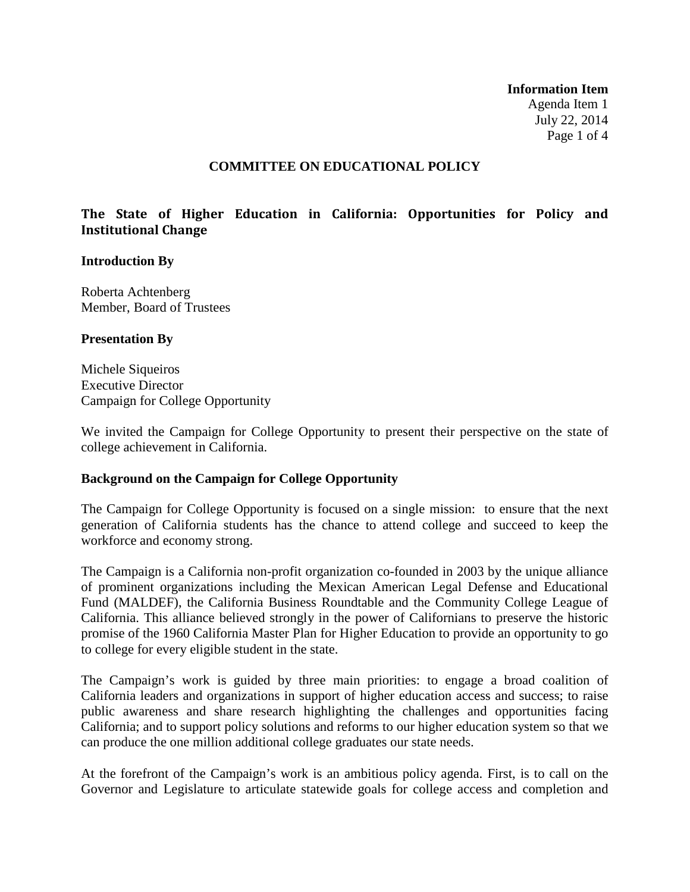**Information Item**
Agenda Item 1
July 22, 2014

## COMMITTEE ON EDUCATIONAL POLICY

### The State of Higher Education in California: Opportunities for Policy and Institutional Change

**Introduction By**

Roberta Achtenberg
Member, Board of Trustees

**Presentation By**

Michele Siqueiros
Executive Director
Campaign for College Opportunity

We invited the Campaign for College Opportunity to present their perspective on the state of college achievement in California.

**Background on the Campaign for College Opportunity**

The Campaign for College Opportunity is focused on a single mission: to ensure that the next generation of California students has the chance to attend college and succeed to keep the workforce and economy strong.

The Campaign is a California non-profit organization co-founded in 2003 by the unique alliance of prominent organizations including the Mexican American Legal Defense and Educational Fund (MALDEF), the California Business Roundtable and the Community College League of California. This alliance believed strongly in the power of Californians to preserve the historic promise of the 1960 California Master Plan for Higher Education to provide an opportunity to go to college for every eligible student in the state.

The Campaign's work is guided by three main priorities: to engage a broad coalition of California leaders and organizations in support of higher education access and success; to raise public awareness and share research highlighting the challenges and opportunities facing California; and to support policy solutions and reforms to our higher education system so that we can produce the one million additional college graduates our state needs.

At the forefront of the Campaign's work is an ambitious policy agenda. First, is to call on the Governor and Legislature to articulate statewide goals for college access and completion and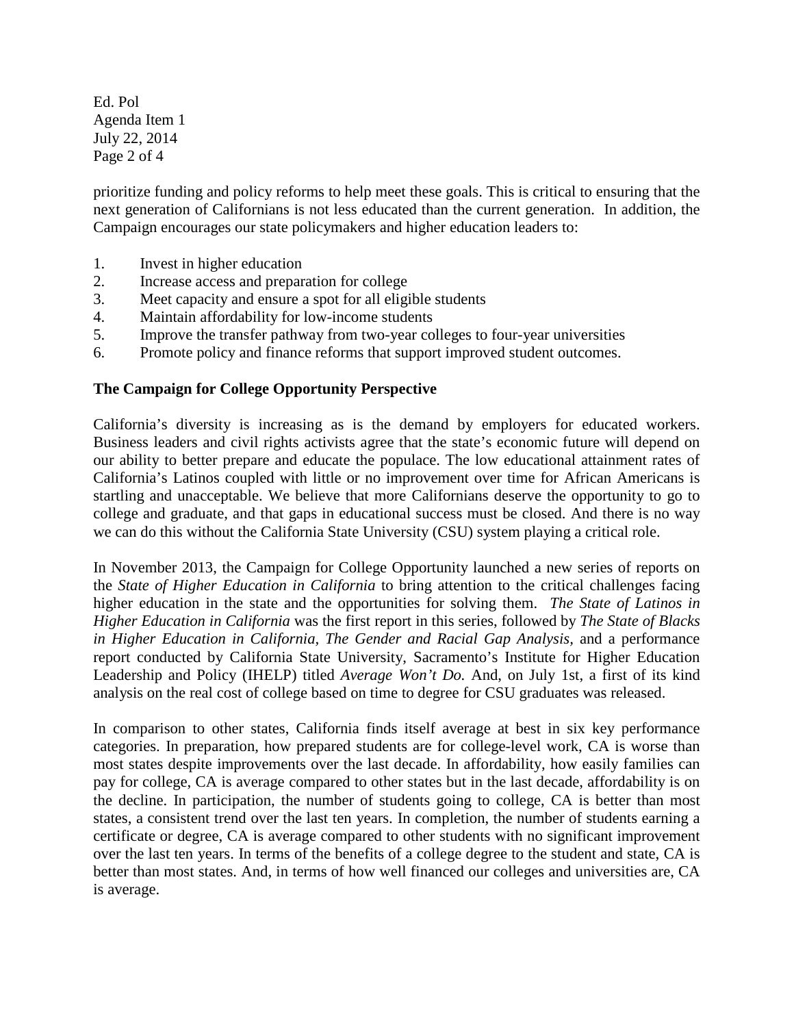prioritize funding and policy reforms to help meet these goals. This is critical to ensuring that the next generation of Californians is not less educated than the current generation. In addition, the Campaign encourages our state policymakers and higher education leaders to:

1. Invest in higher education
2. Increase access and preparation for college
3. Meet capacity and ensure a spot for all eligible students
4. Maintain affordability for low-income students
5. Improve the transfer pathway from two-year colleges to four-year universities
6. Promote policy and finance reforms that support improved student outcomes.

**The Campaign for College Opportunity Perspective**

California's diversity is increasing as is the demand by employers for educated workers. Business leaders and civil rights activists agree that the state's economic future will depend on our ability to better prepare and educate the populace. The low educational attainment rates of California's Latinos coupled with little or no improvement over time for African Americans is startling and unacceptable. We believe that more Californians deserve the opportunity to go to college and graduate, and that gaps in educational success must be closed. And there is no way we can do this without the California State University (CSU) system playing a critical role.

In November 2013, the Campaign for College Opportunity launched a new series of reports on the *State of Higher Education in California* to bring attention to the critical challenges facing higher education in the state and the opportunities for solving them. *The State of Latinos in Higher Education in California* was the first report in this series, followed by *The State of Blacks in Higher Education in California*, *The Gender and Racial Gap Analysis*, and a performance report conducted by California State University, Sacramento's Institute for Higher Education Leadership and Policy (IHELP) titled *Average Won't Do.* And, on July 1st, a first of its kind analysis on the real cost of college based on time to degree for CSU graduates was released.

In comparison to other states, California finds itself average at best in six key performance categories. In preparation, how prepared students are for college-level work, CA is worse than most states despite improvements over the last decade. In affordability, how easily families can pay for college, CA is average compared to other states but in the last decade, affordability is on the decline. In participation, the number of students going to college, CA is better than most states, a consistent trend over the last ten years. In completion, the number of students earning a certificate or degree, CA is average compared to other students with no significant improvement over the last ten years. In terms of the benefits of a college degree to the student and state, CA is better than most states. And, in terms of how well financed our colleges and universities are, CA is average.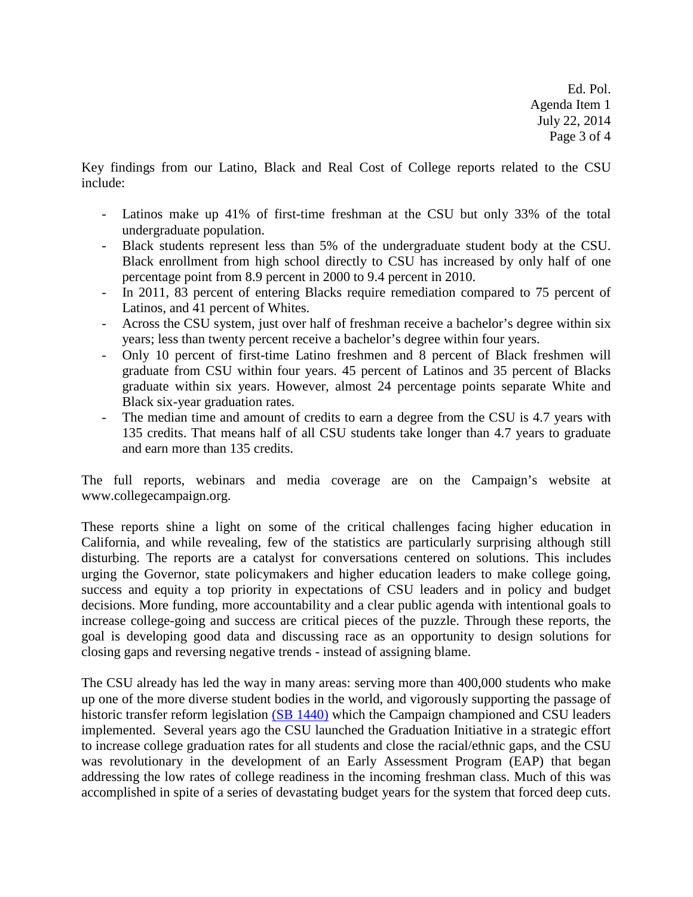Key findings from our Latino, Black and Real Cost of College reports related to the CSU include:

- Latinos make up 41% of first-time freshman at the CSU but only 33% of the total undergraduate population.
- Black students represent less than 5% of the undergraduate student body at the CSU. Black enrollment from high school directly to CSU has increased by only half of one percentage point from 8.9 percent in 2000 to 9.4 percent in 2010.
- In 2011, 83 percent of entering Blacks require remediation compared to 75 percent of Latinos, and 41 percent of Whites.
- Across the CSU system, just over half of freshman receive a bachelor's degree within six years; less than twenty percent receive a bachelor's degree within four years.
- Only 10 percent of first-time Latino freshmen and 8 percent of Black freshmen will graduate from CSU within four years. 45 percent of Latinos and 35 percent of Blacks graduate within six years. However, almost 24 percentage points separate White and Black six-year graduation rates.
- The median time and amount of credits to earn a degree from the CSU is 4.7 years with 135 credits. That means half of all CSU students take longer than 4.7 years to graduate and earn more than 135 credits.

The full reports, webinars and media coverage are on the Campaign's website at www.collegecampaign.org.

These reports shine a light on some of the critical challenges facing higher education in California, and while revealing, few of the statistics are particularly surprising although still disturbing. The reports are a catalyst for conversations centered on solutions. This includes urging the Governor, state policymakers and higher education leaders to make college going, success and equity a top priority in expectations of CSU leaders and in policy and budget decisions. More funding, more accountability and a clear public agenda with intentional goals to increase college-going and success are critical pieces of the puzzle. Through these reports, the goal is developing good data and discussing race as an opportunity to design solutions for closing gaps and reversing negative trends - instead of assigning blame.

The CSU already has led the way in many areas: serving more than 400,000 students who make up one of the more diverse student bodies in the world, and vigorously supporting the passage of historic transfer reform legislation (SB 1440) which the Campaign championed and CSU leaders implemented. Several years ago the CSU launched the Graduation Initiative in a strategic effort to increase college graduation rates for all students and close the racial/ethnic gaps, and the CSU was revolutionary in the development of an Early Assessment Program (EAP) that began addressing the low rates of college readiness in the incoming freshman class. Much of this was accomplished in spite of a series of devastating budget years for the system that forced deep cuts.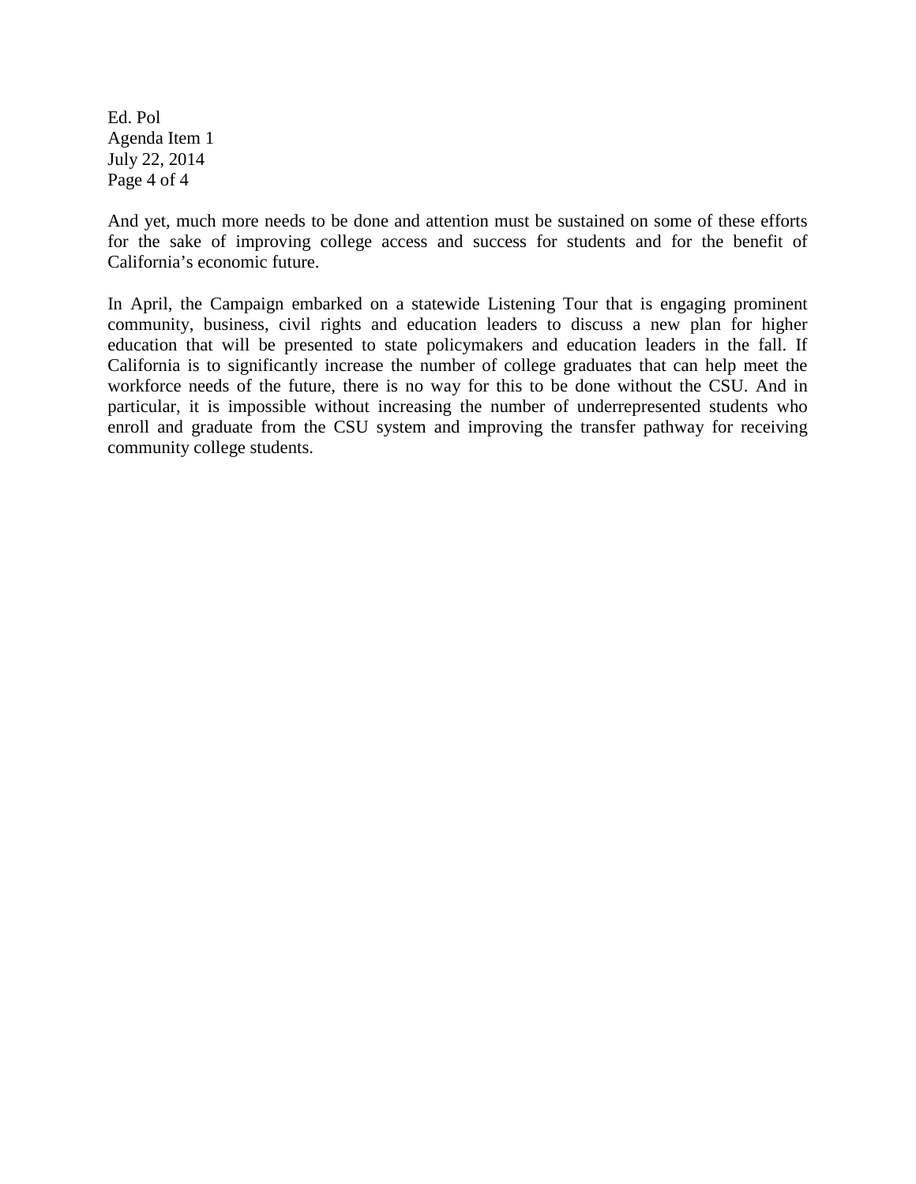And yet, much more needs to be done and attention must be sustained on some of these efforts for the sake of improving college access and success for students and for the benefit of California's economic future.

In April, the Campaign embarked on a statewide Listening Tour that is engaging prominent community, business, civil rights and education leaders to discuss a new plan for higher education that will be presented to state policymakers and education leaders in the fall. If California is to significantly increase the number of college graduates that can help meet the workforce needs of the future, there is no way for this to be done without the CSU. And in particular, it is impossible without increasing the number of underrepresented students who enroll and graduate from the CSU system and improving the transfer pathway for receiving community college students.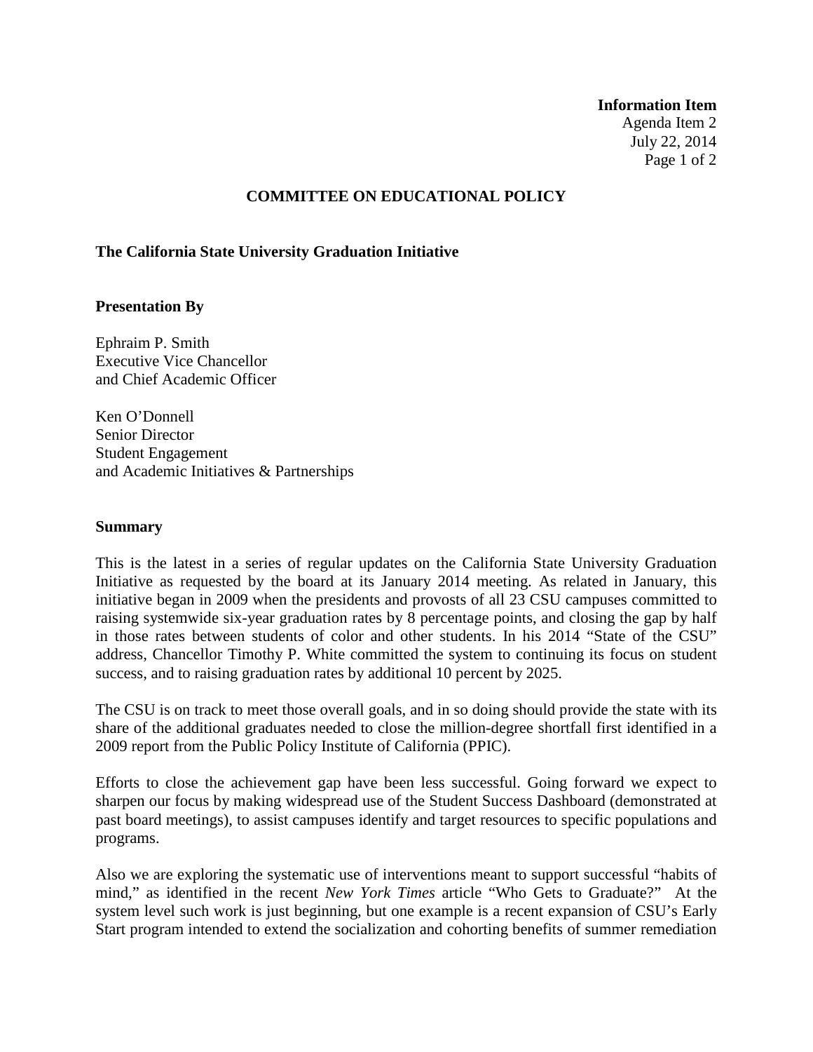**Information Item**
Agenda Item 2
July 22, 2014

## COMMITTEE ON EDUCATIONAL POLICY

### The California State University Graduation Initiative

**Presentation By**

Ephraim P. Smith
Executive Vice Chancellor
and Chief Academic Officer

Ken O'Donnell
Senior Director
Student Engagement
and Academic Initiatives & Partnerships

**Summary**

This is the latest in a series of regular updates on the California State University Graduation Initiative as requested by the board at its January 2014 meeting. As related in January, this initiative began in 2009 when the presidents and provosts of all 23 CSU campuses committed to raising systemwide six-year graduation rates by 8 percentage points, and closing the gap by half in those rates between students of color and other students. In his 2014 "State of the CSU" address, Chancellor Timothy P. White committed the system to continuing its focus on student success, and to raising graduation rates by additional 10 percent by 2025.

The CSU is on track to meet those overall goals, and in so doing should provide the state with its share of the additional graduates needed to close the million-degree shortfall first identified in a 2009 report from the Public Policy Institute of California (PPIC).

Efforts to close the achievement gap have been less successful. Going forward we expect to sharpen our focus by making widespread use of the Student Success Dashboard (demonstrated at past board meetings), to assist campuses identify and target resources to specific populations and programs.

Also we are exploring the systematic use of interventions meant to support successful "habits of mind," as identified in the recent *New York Times* article "Who Gets to Graduate?" At the system level such work is just beginning, but one example is a recent expansion of CSU's Early Start program intended to extend the socialization and cohorting benefits of summer remediation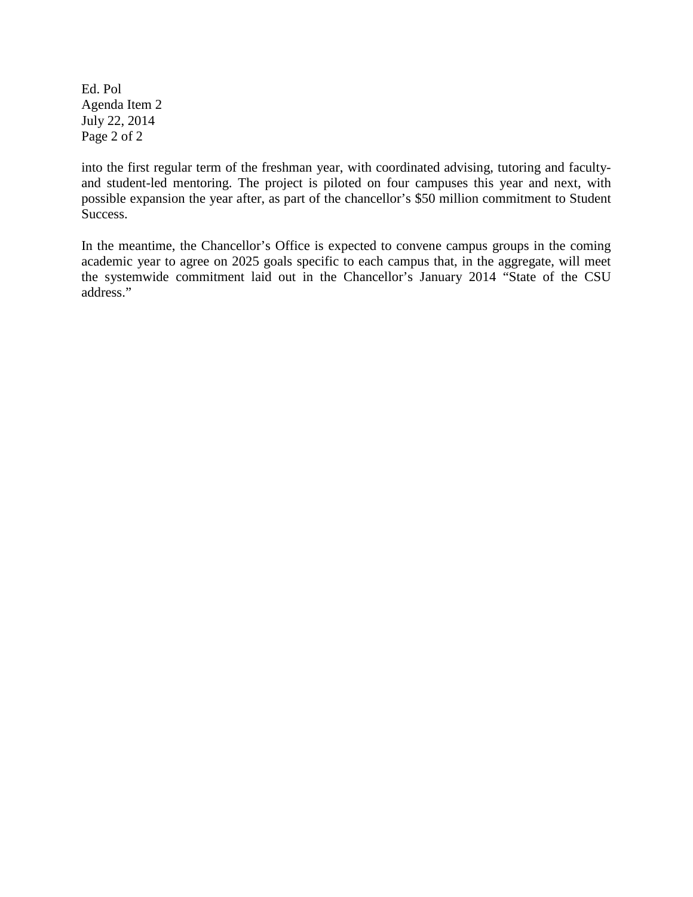into the first regular term of the freshman year, with coordinated advising, tutoring and faculty- and student-led mentoring. The project is piloted on four campuses this year and next, with possible expansion the year after, as part of the chancellor's $50 million commitment to Student Success.

In the meantime, the Chancellor's Office is expected to convene campus groups in the coming academic year to agree on 2025 goals specific to each campus that, in the aggregate, will meet the systemwide commitment laid out in the Chancellor's January 2014 "State of the CSU address."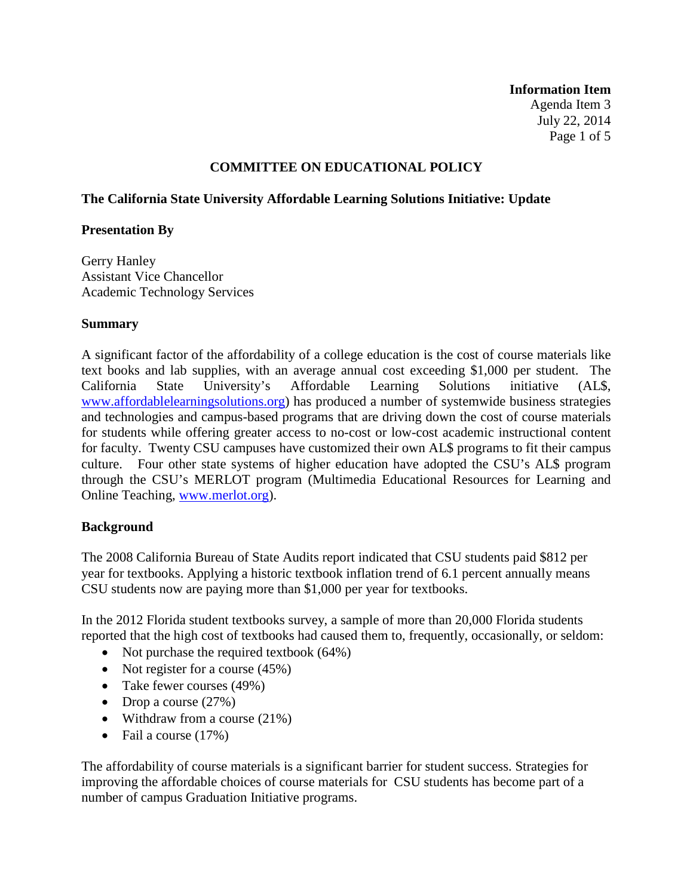**Information Item**
Agenda Item 3
July 22, 2014

## COMMITTEE ON EDUCATIONAL POLICY

### The California State University Affordable Learning Solutions Initiative: Update

**Presentation By**

Gerry Hanley
Assistant Vice Chancellor
Academic Technology Services

**Summary**

A significant factor of the affordability of a college education is the cost of course materials like text books and lab supplies, with an average annual cost exceeding $1,000 per student. The California State University's Affordable Learning Solutions initiative (AL$, [www.affordablelearningsolutions.org](http://www.affordablelearningsolutions.org)) has produced a number of systemwide business strategies and technologies and campus-based programs that are driving down the cost of course materials for students while offering greater access to no-cost or low-cost academic instructional content for faculty. Twenty CSU campuses have customized their own AL$ programs to fit their campus culture. Four other state systems of higher education have adopted the CSU's AL$ program through the CSU's MERLOT program (Multimedia Educational Resources for Learning and Online Teaching, [www.merlot.org](http://www.merlot.org)).

**Background**

The 2008 California Bureau of State Audits report indicated that CSU students paid $812 per year for textbooks. Applying a historic textbook inflation trend of 6.1 percent annually means CSU students now are paying more than $1,000 per year for textbooks.

In the 2012 Florida student textbooks survey, a sample of more than 20,000 Florida students reported that the high cost of textbooks had caused them to, frequently, occasionally, or seldom:

- Not purchase the required textbook (64%)
- Not register for a course (45%)
- Take fewer courses (49%)
- Drop a course (27%)
- Withdraw from a course (21%)
- Fail a course (17%)

The affordability of course materials is a significant barrier for student success. Strategies for improving the affordable choices of course materials for CSU students has become part of a number of campus Graduation Initiative programs.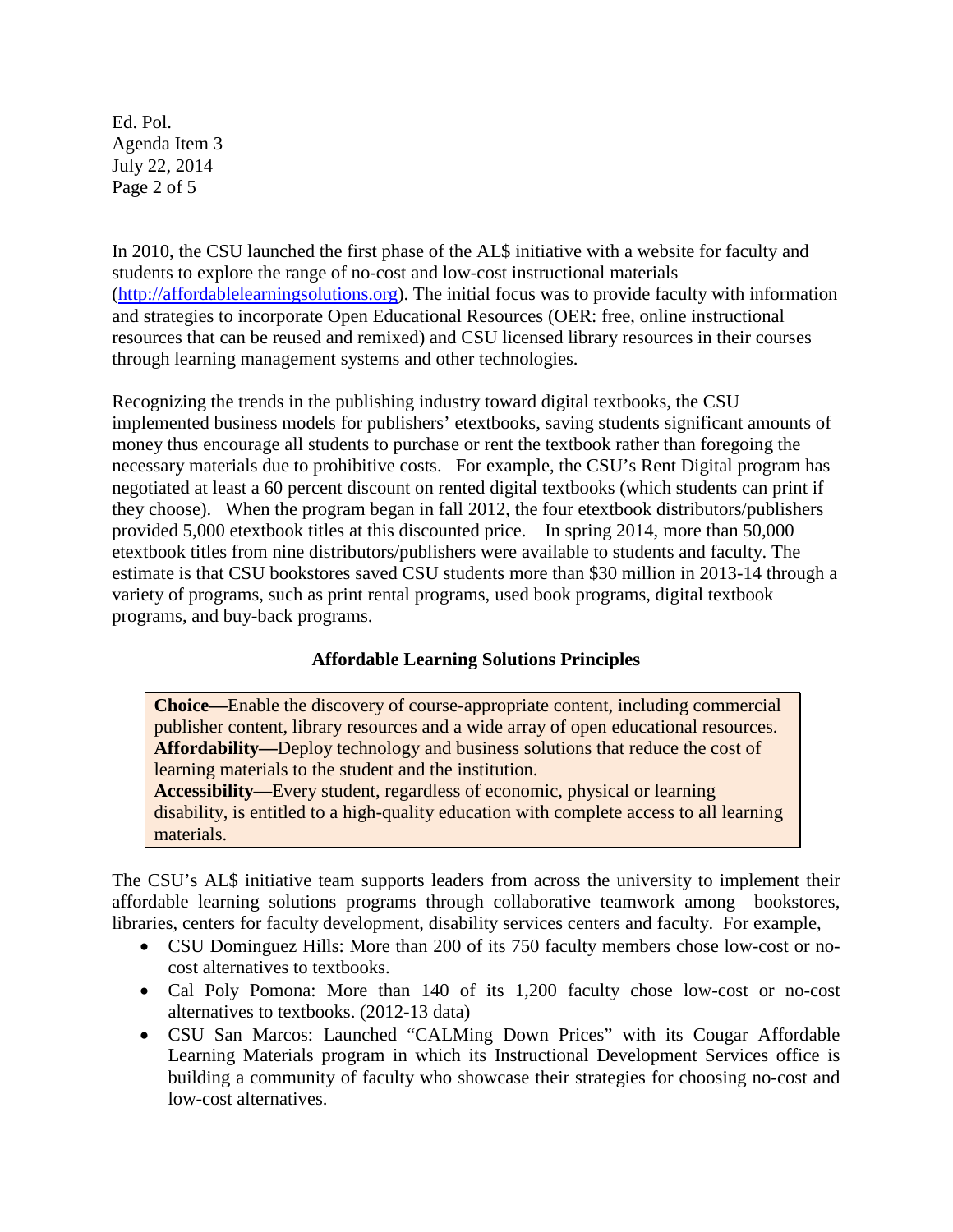In 2010, the CSU launched the first phase of the AL$ initiative with a website for faculty and students to explore the range of no-cost and low-cost instructional materials (http://affordablelearningsolutions.org). The initial focus was to provide faculty with information and strategies to incorporate Open Educational Resources (OER: free, online instructional resources that can be reused and remixed) and CSU licensed library resources in their courses through learning management systems and other technologies.

Recognizing the trends in the publishing industry toward digital textbooks, the CSU implemented business models for publishers' etextbooks, saving students significant amounts of money thus encourage all students to purchase or rent the textbook rather than foregoing the necessary materials due to prohibitive costs. For example, the CSU's Rent Digital program has negotiated at least a 60 percent discount on rented digital textbooks (which students can print if they choose). When the program began in fall 2012, the four etextbook distributors/publishers provided 5,000 etextbook titles at this discounted price. In spring 2014, more than 50,000 etextbook titles from nine distributors/publishers were available to students and faculty. The estimate is that CSU bookstores saved CSU students more than $30 million in 2013-14 through a variety of programs, such as print rental programs, used book programs, digital textbook programs, and buy-back programs.

### Affordable Learning Solutions Principles

**Choice—**Enable the discovery of course-appropriate content, including commercial publisher content, library resources and a wide array of open educational resources.
**Affordability—**Deploy technology and business solutions that reduce the cost of learning materials to the student and the institution.
**Accessibility—**Every student, regardless of economic, physical or learning disability, is entitled to a high-quality education with complete access to all learning materials.

The CSU's AL$ initiative team supports leaders from across the university to implement their affordable learning solutions programs through collaborative teamwork among bookstores, libraries, centers for faculty development, disability services centers and faculty. For example,

- CSU Dominguez Hills: More than 200 of its 750 faculty members chose low-cost or no-cost alternatives to textbooks.
- Cal Poly Pomona: More than 140 of its 1,200 faculty chose low-cost or no-cost alternatives to textbooks. (2012-13 data)
- CSU San Marcos: Launched "CALMing Down Prices" with its Cougar Affordable Learning Materials program in which its Instructional Development Services office is building a community of faculty who showcase their strategies for choosing no-cost and low-cost alternatives.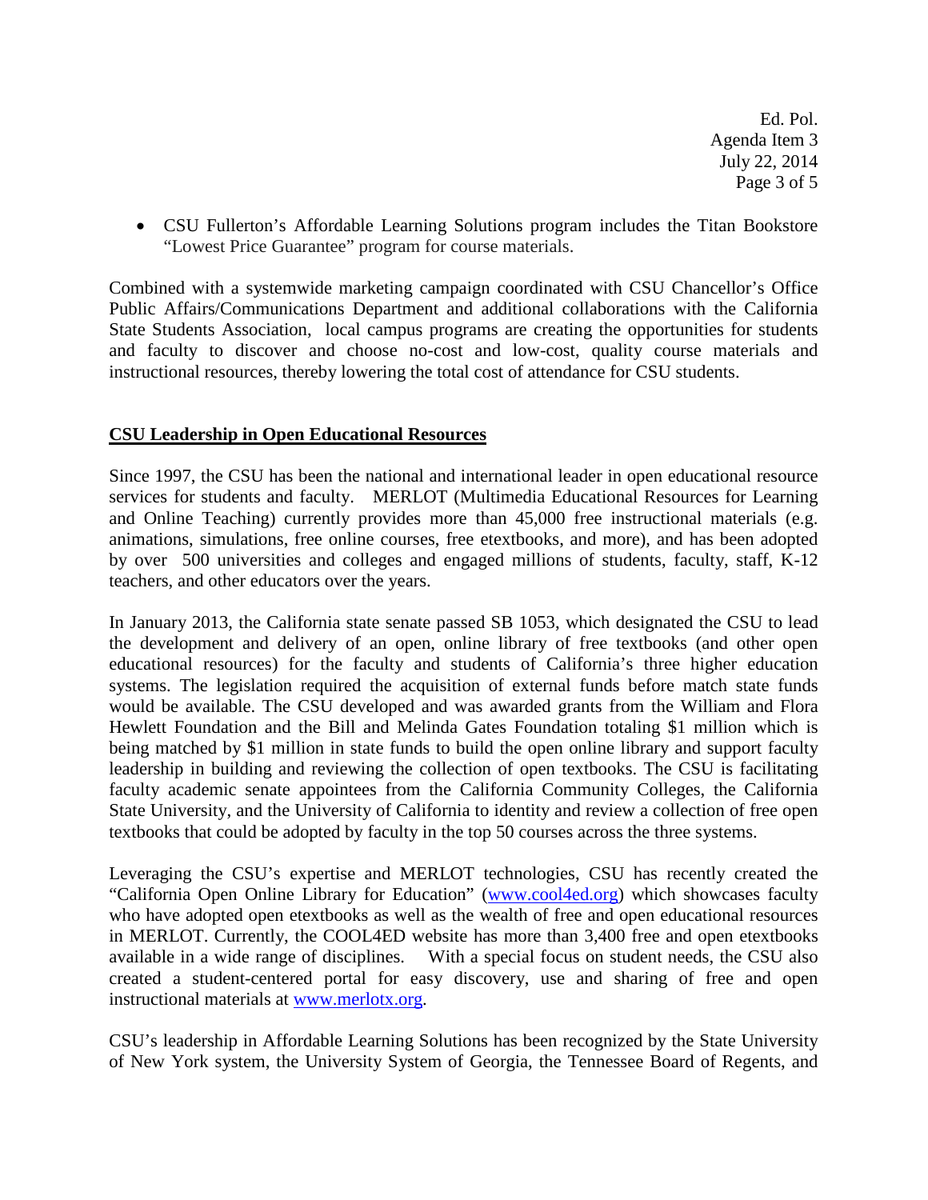- CSU Fullerton's Affordable Learning Solutions program includes the Titan Bookstore "Lowest Price Guarantee" program for course materials.

Combined with a systemwide marketing campaign coordinated with CSU Chancellor's Office Public Affairs/Communications Department and additional collaborations with the California State Students Association, local campus programs are creating the opportunities for students and faculty to discover and choose no-cost and low-cost, quality course materials and instructional resources, thereby lowering the total cost of attendance for CSU students.

## CSU Leadership in Open Educational Resources

Since 1997, the CSU has been the national and international leader in open educational resource services for students and faculty. MERLOT (Multimedia Educational Resources for Learning and Online Teaching) currently provides more than 45,000 free instructional materials (e.g. animations, simulations, free online courses, free etextbooks, and more), and has been adopted by over 500 universities and colleges and engaged millions of students, faculty, staff, K-12 teachers, and other educators over the years.

In January 2013, the California state senate passed SB 1053, which designated the CSU to lead the development and delivery of an open, online library of free textbooks (and other open educational resources) for the faculty and students of California's three higher education systems. The legislation required the acquisition of external funds before match state funds would be available. The CSU developed and was awarded grants from the William and Flora Hewlett Foundation and the Bill and Melinda Gates Foundation totaling $1 million which is being matched by $1 million in state funds to build the open online library and support faculty leadership in building and reviewing the collection of open textbooks. The CSU is facilitating faculty academic senate appointees from the California Community Colleges, the California State University, and the University of California to identity and review a collection of free open textbooks that could be adopted by faculty in the top 50 courses across the three systems.

Leveraging the CSU's expertise and MERLOT technologies, CSU has recently created the "California Open Online Library for Education" (www.cool4ed.org) which showcases faculty who have adopted open etextbooks as well as the wealth of free and open educational resources in MERLOT. Currently, the COOL4ED website has more than 3,400 free and open etextbooks available in a wide range of disciplines. With a special focus on student needs, the CSU also created a student-centered portal for easy discovery, use and sharing of free and open instructional materials at www.merlotx.org.

CSU's leadership in Affordable Learning Solutions has been recognized by the State University of New York system, the University System of Georgia, the Tennessee Board of Regents, and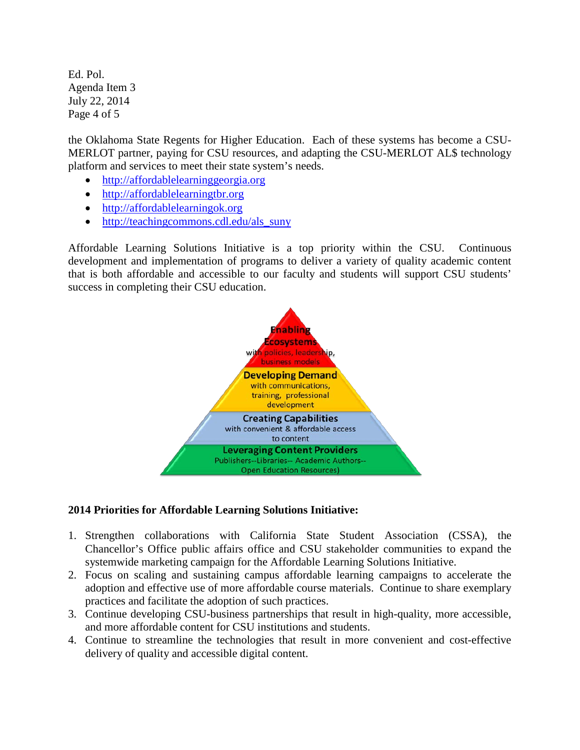the Oklahoma State Regents for Higher Education. Each of these systems has become a CSU-MERLOT partner, paying for CSU resources, and adapting the CSU-MERLOT AL$ technology platform and services to meet their state system's needs.

- http://affordablelearninggeorgia.org
- http://affordablelearningtbr.org
- http://affordablelearningok.org
- http://teachingcommons.cdl.edu/als_suny

Affordable Learning Solutions Initiative is a top priority within the CSU. Continuous development and implementation of programs to deliver a variety of quality academic content that is both affordable and accessible to our faculty and students will support CSU students' success in completing their CSU education.

**Enabling Ecosystems**
with policies, leadership, business models

**Developing Demand**
with communications, training, professional development

**Creating Capabilities**
with convenient & affordable access to content

**Leveraging Content Providers**
Publishers--Libraries-- Academic Authors-- Open Education Resources)

**2014 Priorities for Affordable Learning Solutions Initiative:**

1. Strengthen collaborations with California State Student Association (CSSA), the Chancellor's Office public affairs office and CSU stakeholder communities to expand the systemwide marketing campaign for the Affordable Learning Solutions Initiative.
2. Focus on scaling and sustaining campus affordable learning campaigns to accelerate the adoption and effective use of more affordable course materials. Continue to share exemplary practices and facilitate the adoption of such practices.
3. Continue developing CSU-business partnerships that result in high-quality, more accessible, and more affordable content for CSU institutions and students.
4. Continue to streamline the technologies that result in more convenient and cost-effective delivery of quality and accessible digital content.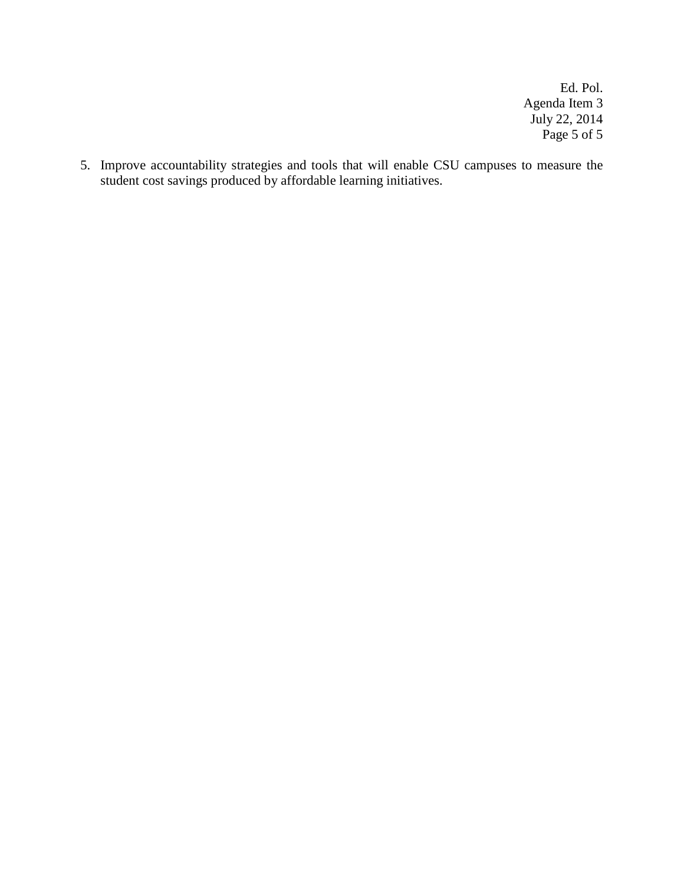5. Improve accountability strategies and tools that will enable CSU campuses to measure the student cost savings produced by affordable learning initiatives.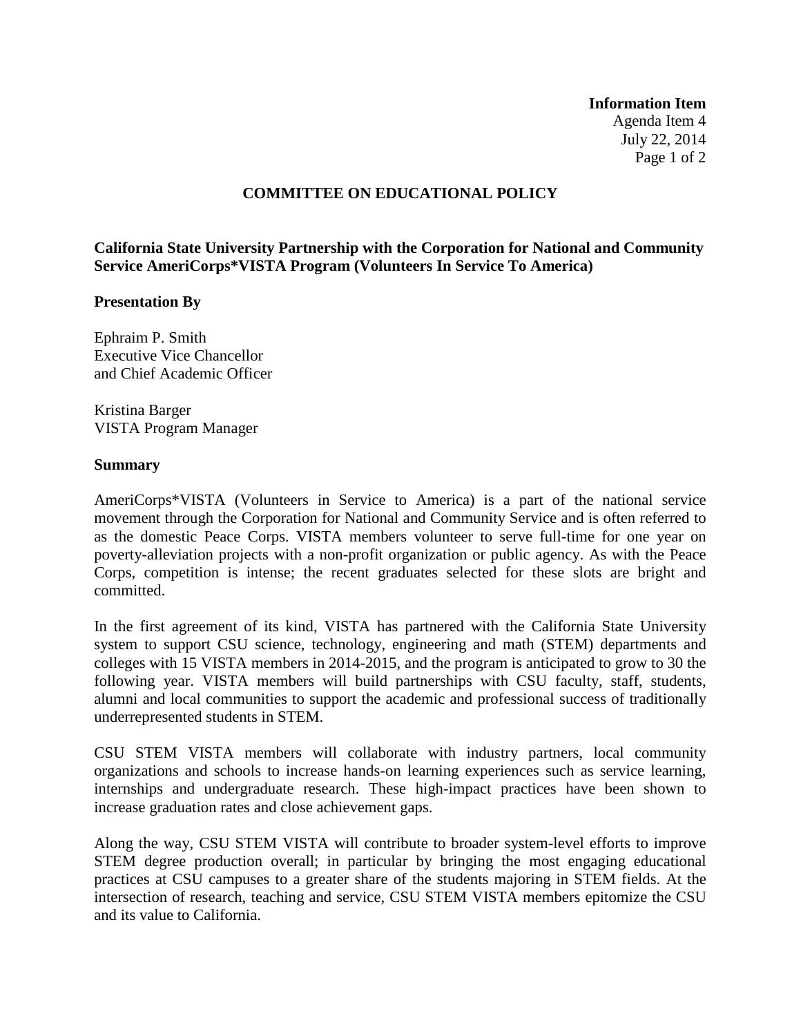**Information Item**
Agenda Item 4
July 22, 2014

## COMMITTEE ON EDUCATIONAL POLICY

### California State University Partnership with the Corporation for National and Community Service AmeriCorps*VISTA Program (Volunteers In Service To America)

**Presentation By**

Ephraim P. Smith
Executive Vice Chancellor
and Chief Academic Officer

Kristina Barger
VISTA Program Manager

**Summary**

AmeriCorps*VISTA (Volunteers in Service to America) is a part of the national service movement through the Corporation for National and Community Service and is often referred to as the domestic Peace Corps. VISTA members volunteer to serve full-time for one year on poverty-alleviation projects with a non-profit organization or public agency. As with the Peace Corps, competition is intense; the recent graduates selected for these slots are bright and committed.

In the first agreement of its kind, VISTA has partnered with the California State University system to support CSU science, technology, engineering and math (STEM) departments and colleges with 15 VISTA members in 2014-2015, and the program is anticipated to grow to 30 the following year. VISTA members will build partnerships with CSU faculty, staff, students, alumni and local communities to support the academic and professional success of traditionally underrepresented students in STEM.

CSU STEM VISTA members will collaborate with industry partners, local community organizations and schools to increase hands-on learning experiences such as service learning, internships and undergraduate research. These high-impact practices have been shown to increase graduation rates and close achievement gaps.

Along the way, CSU STEM VISTA will contribute to broader system-level efforts to improve STEM degree production overall; in particular by bringing the most engaging educational practices at CSU campuses to a greater share of the students majoring in STEM fields. At the intersection of research, teaching and service, CSU STEM VISTA members epitomize the CSU and its value to California.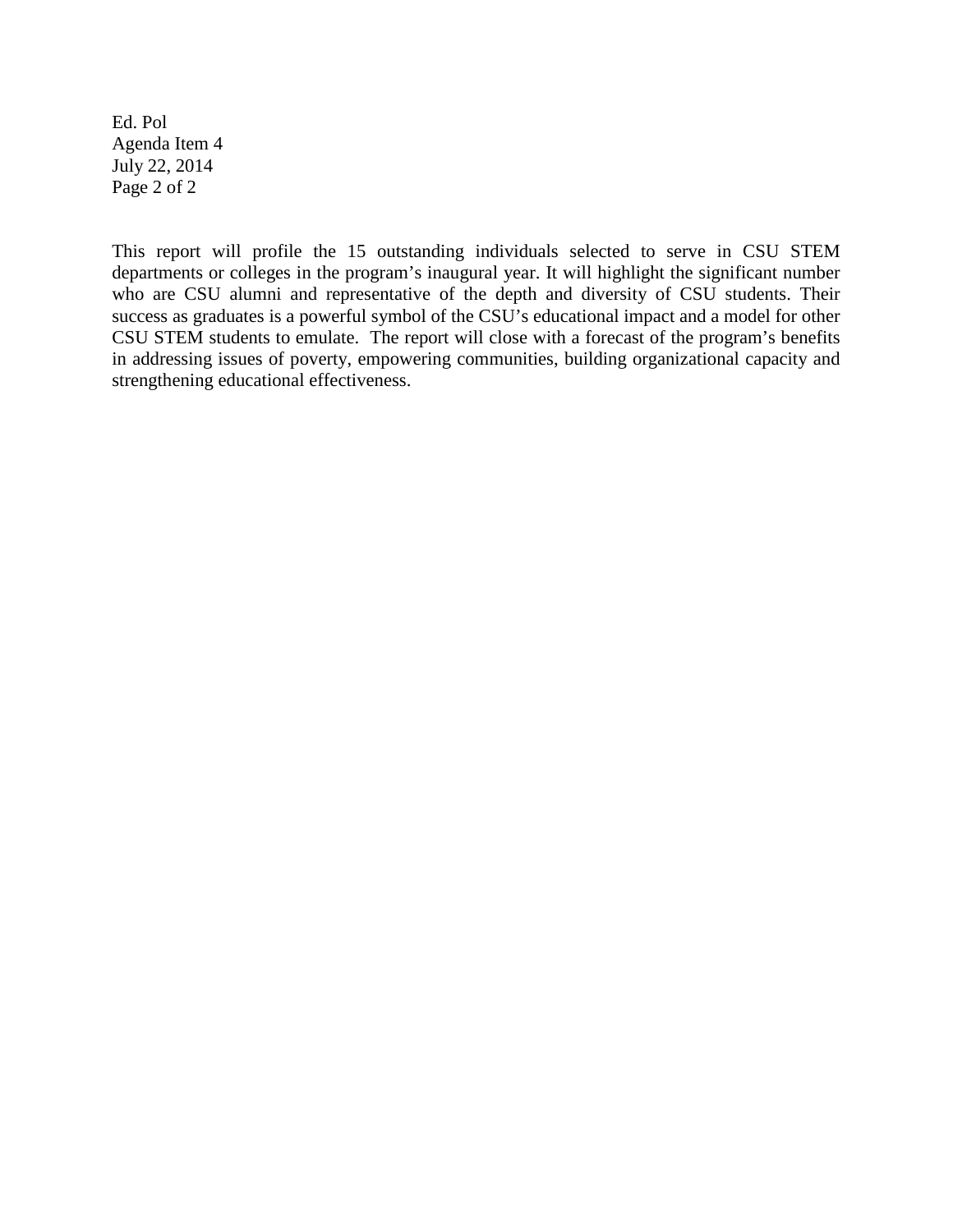This report will profile the 15 outstanding individuals selected to serve in CSU STEM departments or colleges in the program's inaugural year. It will highlight the significant number who are CSU alumni and representative of the depth and diversity of CSU students. Their success as graduates is a powerful symbol of the CSU's educational impact and a model for other CSU STEM students to emulate. The report will close with a forecast of the program's benefits in addressing issues of poverty, empowering communities, building organizational capacity and strengthening educational effectiveness.